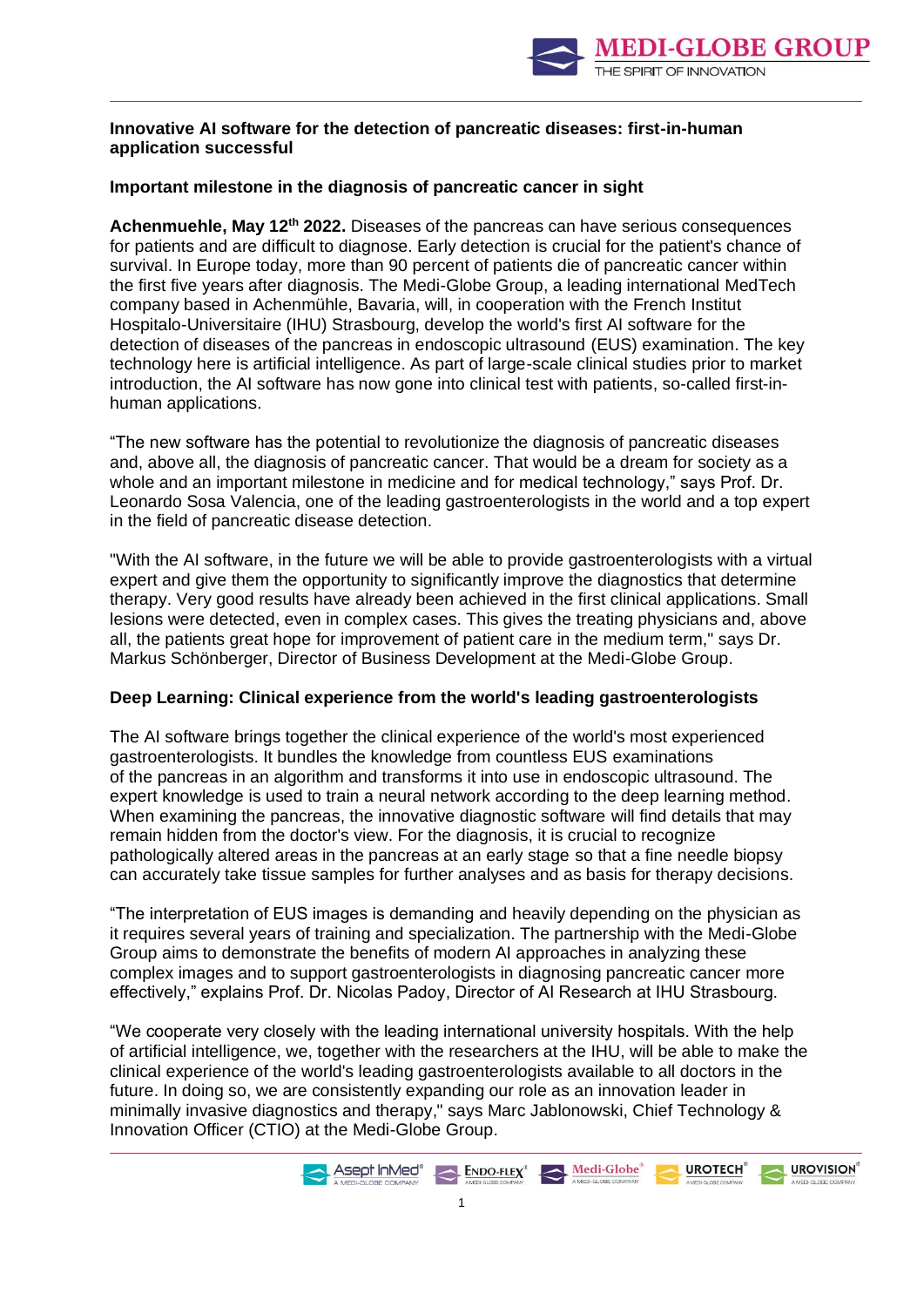**Innovative AI software for the detection of pancreatic diseases: first-in-human application successful**

**Important milestone in the diagnosis of pancreatic cancer in sight**

**Achenmuehle, May 12th 2022.** Diseases of the pancreas can have serious consequences for patients and are difficult to diagnose. Early detection is crucial for the patient's chance of survival. In Europe today, more than 90 percent of patients die of pancreatic cancer within the first five years after diagnosis. The Medi-Globe Group, a leading international MedTech company based in Achenmühle, Bavaria, will, in cooperation with the French Institut Hospitalo-Universitaire (IHU) Strasbourg, develop the world's first AI software for the detection of diseases of the pancreas in endoscopic ultrasound (EUS) examination. The key technology here is artificial intelligence. As part of large-scale clinical studies prior to market introduction, the AI software has now gone into clinical test with patients, so-called first-in-human applications.

“The new software has the potential to revolutionize the diagnosis of pancreatic diseases and, above all, the diagnosis of pancreatic cancer. That would be a dream for society as a whole and an important milestone in medicine and for medical technology,” says Prof. Dr. Leonardo Sosa Valencia, one of the leading gastroenterologists in the world and a top expert in the field of pancreatic disease detection.

"With the AI software, in the future we will be able to provide gastroenterologists with a virtual expert and give them the opportunity to significantly improve the diagnostics that determine therapy. Very good results have already been achieved in the first clinical applications. Small lesions were detected, even in complex cases. This gives the treating physicians and, above all, the patients great hope for improvement of patient care in the medium term," says Dr. Markus Schönberger, Director of Business Development at the Medi-Globe Group.

**Deep Learning: Clinical experience from the world's leading gastroenterologists**

The AI software brings together the clinical experience of the world's most experienced gastroenterologists. It bundles the knowledge from countless EUS examinations of the pancreas in an algorithm and transforms it into use in endoscopic ultrasound. The expert knowledge is used to train a neural network according to the deep learning method. When examining the pancreas, the innovative diagnostic software will find details that may remain hidden from the doctor's view. For the diagnosis, it is crucial to recognize pathologically altered areas in the pancreas at an early stage so that a fine needle biopsy can accurately take tissue samples for further analyses and as basis for therapy decisions.

“The interpretation of EUS images is demanding and heavily depending on the physician as it requires several years of training and specialization. The partnership with the Medi-Globe Group aims to demonstrate the benefits of modern AI approaches in analyzing these complex images and to support gastroenterologists in diagnosing pancreatic cancer more effectively,” explains Prof. Dr. Nicolas Padoy, Director of AI Research at IHU Strasbourg.

“We cooperate very closely with the leading international university hospitals. With the help of artificial intelligence, we, together with the researchers at the IHU, will be able to make the clinical experience of the world's leading gastroenterologists available to all doctors in the future. In doing so, we are consistently expanding our role as an innovation leader in minimally invasive diagnostics and therapy," says Marc Jablonowski, Chief Technology & Innovation Officer (CTIO) at the Medi-Globe Group.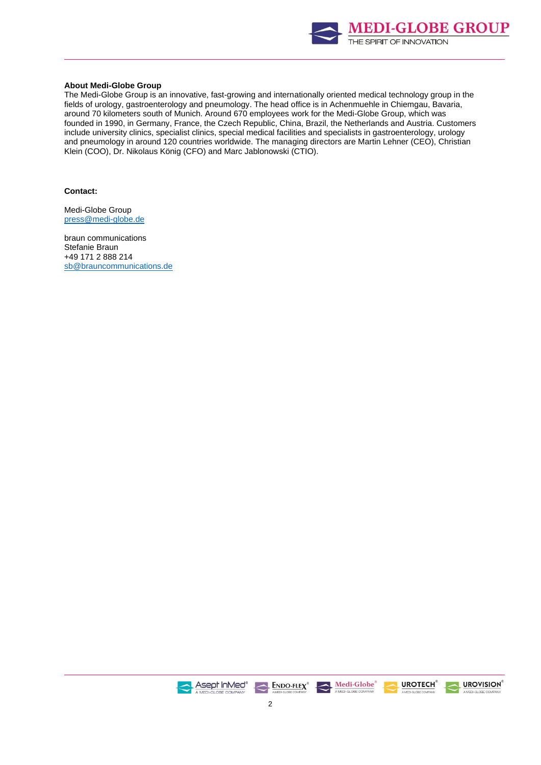**About Medi-Globe Group**

The Medi-Globe Group is an innovative, fast-growing and internationally oriented medical technology group in the fields of urology, gastroenterology and pneumology. The head office is in Achenmuehle in Chiemgau, Bavaria, around 70 kilometers south of Munich. Around 670 employees work for the Medi-Globe Group, which was founded in 1990, in Germany, France, the Czech Republic, China, Brazil, the Netherlands and Austria. Customers include university clinics, specialist clinics, special medical facilities and specialists in gastroenterology, urology and pneumology in around 120 countries worldwide. The managing directors are Martin Lehner (CEO), Christian Klein (COO), Dr. Nikolaus König (CFO) and Marc Jablonowski (CTIO).

**Contact:**

Medi-Globe Group
press@medi-globe.de

braun communications
Stefanie Braun
+49 171 2 888 214
sb@brauncommunications.de